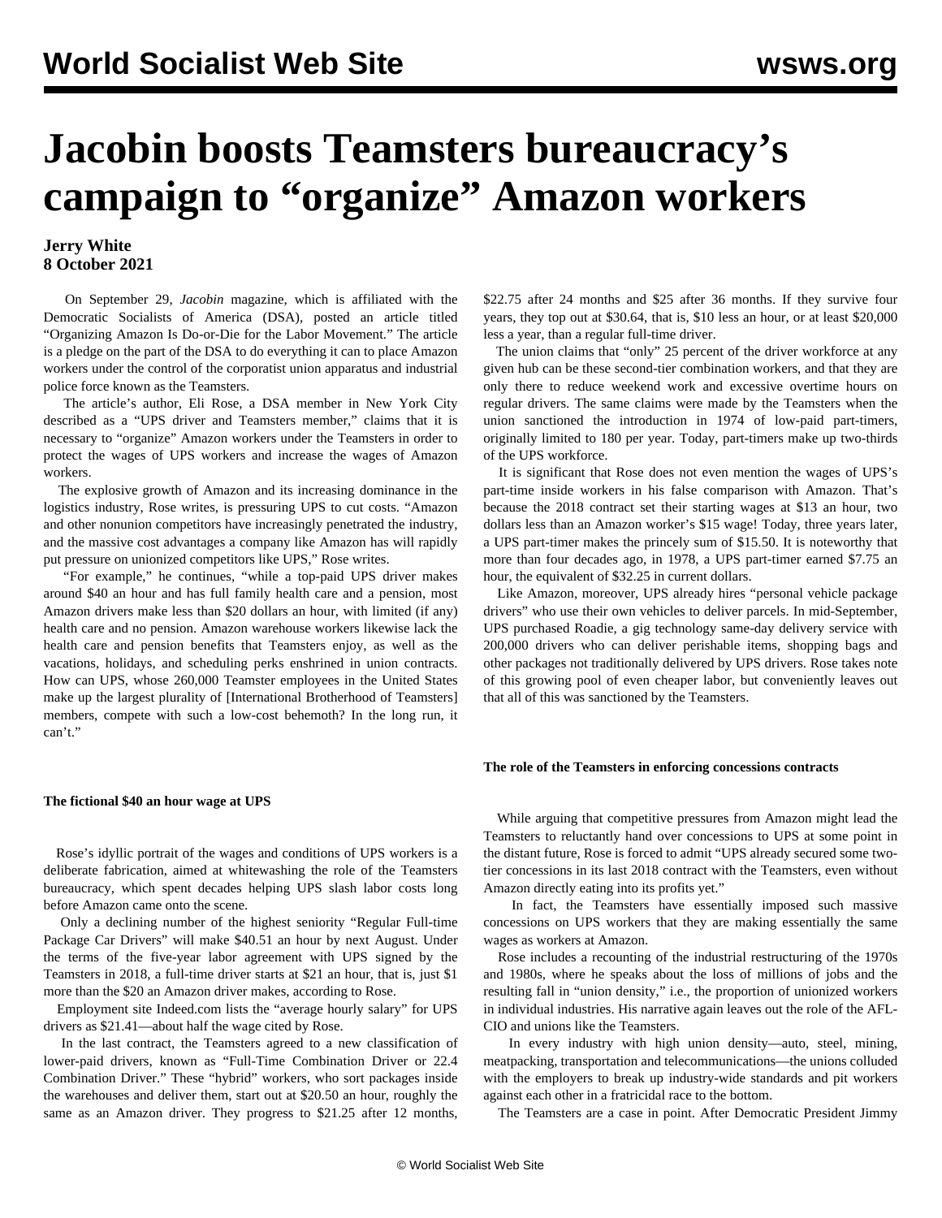# Jacobin boosts Teamsters bureaucracy's campaign to "organize" Amazon workers

**Jerry White**
**8 October 2021**

On September 29, *Jacobin* magazine, which is affiliated with the Democratic Socialists of America (DSA), posted an article titled "Organizing Amazon Is Do-or-Die for the Labor Movement." The article is a pledge on the part of the DSA to do everything it can to place Amazon workers under the control of the corporatist union apparatus and industrial police force known as the Teamsters.

The article's author, Eli Rose, a DSA member in New York City described as a "UPS driver and Teamsters member," claims that it is necessary to "organize" Amazon workers under the Teamsters in order to protect the wages of UPS workers and increase the wages of Amazon workers.

The explosive growth of Amazon and its increasing dominance in the logistics industry, Rose writes, is pressuring UPS to cut costs. "Amazon and other nonunion competitors have increasingly penetrated the industry, and the massive cost advantages a company like Amazon has will rapidly put pressure on unionized competitors like UPS," Rose writes.

"For example," he continues, "while a top-paid UPS driver makes around $40 an hour and has full family health care and a pension, most Amazon drivers make less than $20 dollars an hour, with limited (if any) health care and no pension. Amazon warehouse workers likewise lack the health care and pension benefits that Teamsters enjoy, as well as the vacations, holidays, and scheduling perks enshrined in union contracts. How can UPS, whose 260,000 Teamster employees in the United States make up the largest plurality of [International Brotherhood of Teamsters] members, compete with such a low-cost behemoth? In the long run, it can't."

### The fictional $40 an hour wage at UPS

Rose's idyllic portrait of the wages and conditions of UPS workers is a deliberate fabrication, aimed at whitewashing the role of the Teamsters bureaucracy, which spent decades helping UPS slash labor costs long before Amazon came onto the scene.

Only a declining number of the highest seniority "Regular Full-time Package Car Drivers" will make $40.51 an hour by next August. Under the terms of the five-year labor agreement with UPS signed by the Teamsters in 2018, a full-time driver starts at $21 an hour, that is, just $1 more than the $20 an Amazon driver makes, according to Rose.

Employment site Indeed.com lists the "average hourly salary" for UPS drivers as $21.41—about half the wage cited by Rose.

In the last contract, the Teamsters agreed to a new classification of lower-paid drivers, known as "Full-Time Combination Driver or 22.4 Combination Driver." These "hybrid" workers, who sort packages inside the warehouses and deliver them, start out at $20.50 an hour, roughly the same as an Amazon driver. They progress to $21.25 after 12 months, $22.75 after 24 months and $25 after 36 months. If they survive four years, they top out at $30.64, that is, $10 less an hour, or at least $20,000 less a year, than a regular full-time driver.

The union claims that "only" 25 percent of the driver workforce at any given hub can be these second-tier combination workers, and that they are only there to reduce weekend work and excessive overtime hours on regular drivers. The same claims were made by the Teamsters when the union sanctioned the introduction in 1974 of low-paid part-timers, originally limited to 180 per year. Today, part-timers make up two-thirds of the UPS workforce.

It is significant that Rose does not even mention the wages of UPS's part-time inside workers in his false comparison with Amazon. That's because the 2018 contract set their starting wages at $13 an hour, two dollars less than an Amazon worker's $15 wage! Today, three years later, a UPS part-timer makes the princely sum of $15.50. It is noteworthy that more than four decades ago, in 1978, a UPS part-timer earned $7.75 an hour, the equivalent of $32.25 in current dollars.

Like Amazon, moreover, UPS already hires "personal vehicle package drivers" who use their own vehicles to deliver parcels. In mid-September, UPS purchased Roadie, a gig technology same-day delivery service with 200,000 drivers who can deliver perishable items, shopping bags and other packages not traditionally delivered by UPS drivers. Rose takes note of this growing pool of even cheaper labor, but conveniently leaves out that all of this was sanctioned by the Teamsters.

### The role of the Teamsters in enforcing concessions contracts

While arguing that competitive pressures from Amazon might lead the Teamsters to reluctantly hand over concessions to UPS at some point in the distant future, Rose is forced to admit "UPS already secured some two-tier concessions in its last 2018 contract with the Teamsters, even without Amazon directly eating into its profits yet."

In fact, the Teamsters have essentially imposed such massive concessions on UPS workers that they are making essentially the same wages as workers at Amazon.

Rose includes a recounting of the industrial restructuring of the 1970s and 1980s, where he speaks about the loss of millions of jobs and the resulting fall in "union density," i.e., the proportion of unionized workers in individual industries. His narrative again leaves out the role of the AFL-CIO and unions like the Teamsters.

In every industry with high union density—auto, steel, mining, meatpacking, transportation and telecommunications—the unions colluded with the employers to break up industry-wide standards and pit workers against each other in a fratricidal race to the bottom.

The Teamsters are a case in point. After Democratic President Jimmy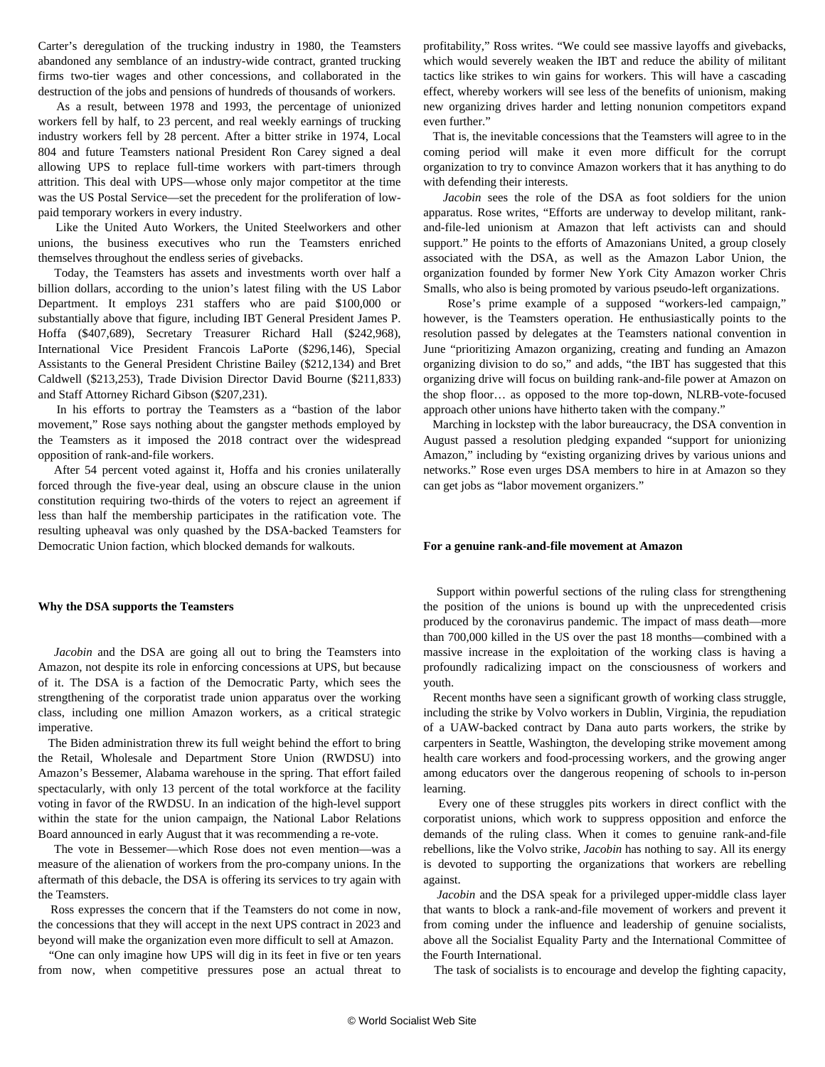Carter's deregulation of the trucking industry in 1980, the Teamsters abandoned any semblance of an industry-wide contract, granted trucking firms two-tier wages and other concessions, and collaborated in the destruction of the jobs and pensions of hundreds of thousands of workers.

As a result, between 1978 and 1993, the percentage of unionized workers fell by half, to 23 percent, and real weekly earnings of trucking industry workers fell by 28 percent. After a bitter strike in 1974, Local 804 and future Teamsters national President Ron Carey signed a deal allowing UPS to replace full-time workers with part-timers through attrition. This deal with UPS—whose only major competitor at the time was the US Postal Service—set the precedent for the proliferation of low-paid temporary workers in every industry.

Like the United Auto Workers, the United Steelworkers and other unions, the business executives who run the Teamsters enriched themselves throughout the endless series of givebacks.

Today, the Teamsters has assets and investments worth over half a billion dollars, according to the union's latest filing with the US Labor Department. It employs 231 staffers who are paid $100,000 or substantially above that figure, including IBT General President James P. Hoffa ($407,689), Secretary Treasurer Richard Hall ($242,968), International Vice President Francois LaPorte ($296,146), Special Assistants to the General President Christine Bailey ($212,134) and Bret Caldwell ($213,253), Trade Division Director David Bourne ($211,833) and Staff Attorney Richard Gibson ($207,231).

In his efforts to portray the Teamsters as a "bastion of the labor movement," Rose says nothing about the gangster methods employed by the Teamsters as it imposed the 2018 contract over the widespread opposition of rank-and-file workers.

After 54 percent voted against it, Hoffa and his cronies unilaterally forced through the five-year deal, using an obscure clause in the union constitution requiring two-thirds of the voters to reject an agreement if less than half the membership participates in the ratification vote. The resulting upheaval was only quashed by the DSA-backed Teamsters for Democratic Union faction, which blocked demands for walkouts.

**Why the DSA supports the Teamsters**

*Jacobin* and the DSA are going all out to bring the Teamsters into Amazon, not despite its role in enforcing concessions at UPS, but because of it. The DSA is a faction of the Democratic Party, which sees the strengthening of the corporatist trade union apparatus over the working class, including one million Amazon workers, as a critical strategic imperative.

The Biden administration threw its full weight behind the effort to bring the Retail, Wholesale and Department Store Union (RWDSU) into Amazon's Bessemer, Alabama warehouse in the spring. That effort failed spectacularly, with only 13 percent of the total workforce at the facility voting in favor of the RWDSU. In an indication of the high-level support within the state for the union campaign, the National Labor Relations Board announced in early August that it was recommending a re-vote.

The vote in Bessemer—which Rose does not even mention—was a measure of the alienation of workers from the pro-company unions. In the aftermath of this debacle, the DSA is offering its services to try again with the Teamsters.

Ross expresses the concern that if the Teamsters do not come in now, the concessions that they will accept in the next UPS contract in 2023 and beyond will make the organization even more difficult to sell at Amazon.

"One can only imagine how UPS will dig in its feet in five or ten years from now, when competitive pressures pose an actual threat to profitability," Ross writes. "We could see massive layoffs and givebacks, which would severely weaken the IBT and reduce the ability of militant tactics like strikes to win gains for workers. This will have a cascading effect, whereby workers will see less of the benefits of unionism, making new organizing drives harder and letting nonunion competitors expand even further."

That is, the inevitable concessions that the Teamsters will agree to in the coming period will make it even more difficult for the corrupt organization to try to convince Amazon workers that it has anything to do with defending their interests.

*Jacobin* sees the role of the DSA as foot soldiers for the union apparatus. Rose writes, "Efforts are underway to develop militant, rank-and-file-led unionism at Amazon that left activists can and should support." He points to the efforts of Amazonians United, a group closely associated with the DSA, as well as the Amazon Labor Union, the organization founded by former New York City Amazon worker Chris Smalls, who also is being promoted by various pseudo-left organizations.

Rose's prime example of a supposed "workers-led campaign," however, is the Teamsters operation. He enthusiastically points to the resolution passed by delegates at the Teamsters national convention in June "prioritizing Amazon organizing, creating and funding an Amazon organizing division to do so," and adds, "the IBT has suggested that this organizing drive will focus on building rank-and-file power at Amazon on the shop floor… as opposed to the more top-down, NLRB-vote-focused approach other unions have hitherto taken with the company."

Marching in lockstep with the labor bureaucracy, the DSA convention in August passed a resolution pledging expanded "support for unionizing Amazon," including by "existing organizing drives by various unions and networks." Rose even urges DSA members to hire in at Amazon so they can get jobs as "labor movement organizers."

**For a genuine rank-and-file movement at Amazon**

Support within powerful sections of the ruling class for strengthening the position of the unions is bound up with the unprecedented crisis produced by the coronavirus pandemic. The impact of mass death—more than 700,000 killed in the US over the past 18 months—combined with a massive increase in the exploitation of the working class is having a profoundly radicalizing impact on the consciousness of workers and youth.

Recent months have seen a significant growth of working class struggle, including the strike by Volvo workers in Dublin, Virginia, the repudiation of a UAW-backed contract by Dana auto parts workers, the strike by carpenters in Seattle, Washington, the developing strike movement among health care workers and food-processing workers, and the growing anger among educators over the dangerous reopening of schools to in-person learning.

Every one of these struggles pits workers in direct conflict with the corporatist unions, which work to suppress opposition and enforce the demands of the ruling class. When it comes to genuine rank-and-file rebellions, like the Volvo strike, *Jacobin* has nothing to say. All its energy is devoted to supporting the organizations that workers are rebelling against.

*Jacobin* and the DSA speak for a privileged upper-middle class layer that wants to block a rank-and-file movement of workers and prevent it from coming under the influence and leadership of genuine socialists, above all the Socialist Equality Party and the International Committee of the Fourth International.

The task of socialists is to encourage and develop the fighting capacity,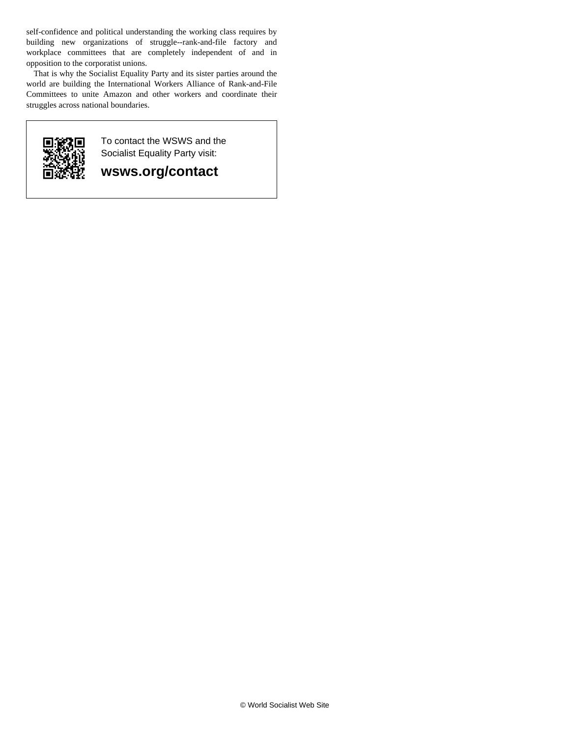self-confidence and political understanding the working class requires by building new organizations of struggle--rank-and-file factory and workplace committees that are completely independent of and in opposition to the corporatist unions.

That is why the Socialist Equality Party and its sister parties around the world are building the International Workers Alliance of Rank-and-File Committees to unite Amazon and other workers and coordinate their struggles across national boundaries.

To contact the WSWS and the Socialist Equality Party visit:

**wsws.org/contact**